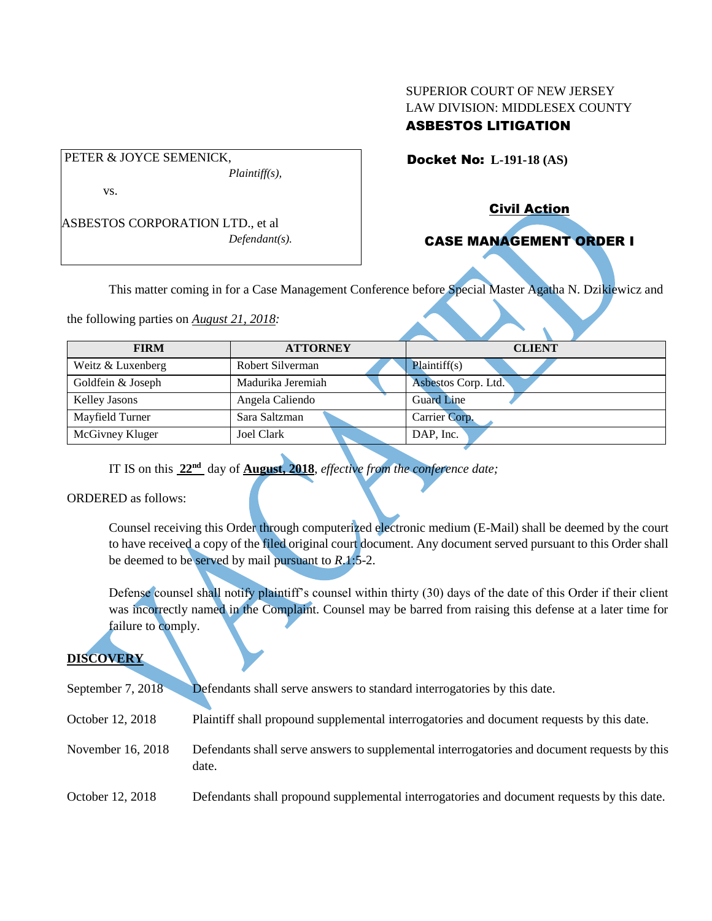SUPERIOR COURT OF NEW JERSEY
LAW DIVISION: MIDDLESEX COUNTY
**ASBESTOS LITIGATION**

PETER & JOYCE SEMENICK,
*Plaintiff(s),*

vs.

ASBESTOS CORPORATION LTD., et al
*Defendant(s).*

**Docket No: L-191-18 (AS)**

**Civil Action**

**CASE MANAGEMENT ORDER I**

VACATED

This matter coming in for a Case Management Conference before Special Master Agatha N. Dzikiewicz and the following parties on *August 21, 2018:*

| FIRM | ATTORNEY | CLIENT |
| --- | --- | --- |
| Weitz & Luxenberg | Robert Silverman | Plaintiff(s) |
| Goldfein & Joseph | Madurika Jeremiah | Asbestos Corp. Ltd. |
| Kelley Jasons | Angela Caliendo | Guard Line |
| Mayfield Turner | Sara Saltzman | Carrier Corp. |
| McGivney Kluger | Joel Clark | DAP, Inc. |

IT IS on this **22nd** day of **August, 2018**, *effective from the conference date;*

ORDERED as follows:

Counsel receiving this Order through computerized electronic medium (E-Mail) shall be deemed by the court to have received a copy of the filed original court document. Any document served pursuant to this Order shall be deemed to be served by mail pursuant to *R*.1:5-2.

Defense counsel shall notify plaintiff's counsel within thirty (30) days of the date of this Order if their client was incorrectly named in the Complaint. Counsel may be barred from raising this defense at a later time for failure to comply.

**DISCOVERY**

| | |
| --- | --- |
| September 7, 2018 | Defendants shall serve answers to standard interrogatories by this date. |
| October 12, 2018 | Plaintiff shall propound supplemental interrogatories and document requests by this date. |
| November 16, 2018 | Defendants shall serve answers to supplemental interrogatories and document requests by this date. |
| October 12, 2018 | Defendants shall propound supplemental interrogatories and document requests by this date. |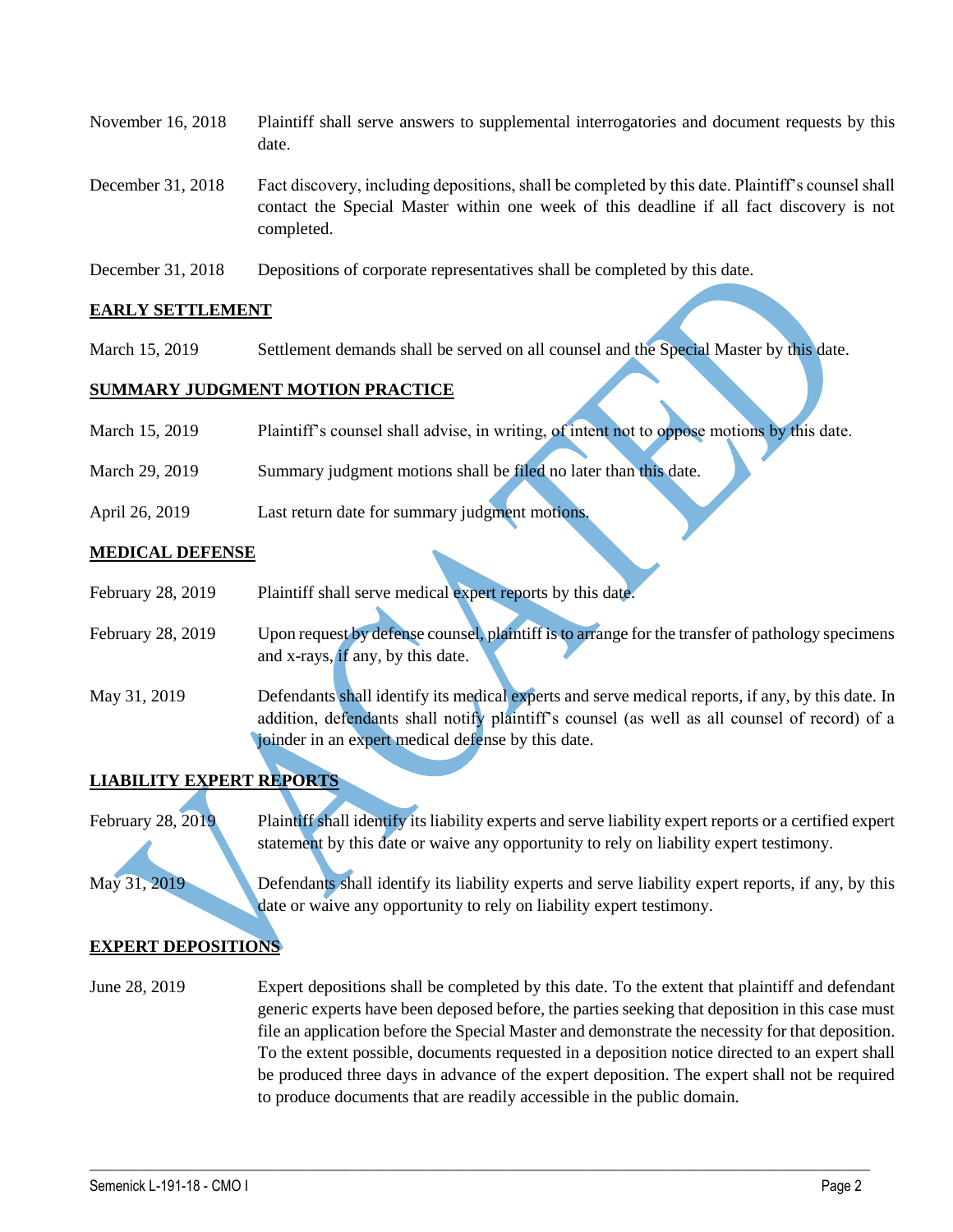| | |
|---|---|
| November 16, 2018 | Plaintiff shall serve answers to supplemental interrogatories and document requests by this date. |
| December 31, 2018 | Fact discovery, including depositions, shall be completed by this date. Plaintiff's counsel shall contact the Special Master within one week of this deadline if all fact discovery is not completed. |
| December 31, 2018 | Depositions of corporate representatives shall be completed by this date. |

**EARLY SETTLEMENT**

| | |
|---|---|
| March 15, 2019 | Settlement demands shall be served on all counsel and the Special Master by this date. |

**SUMMARY JUDGMENT MOTION PRACTICE**

| | |
|---|---|
| March 15, 2019 | Plaintiff's counsel shall advise, in writing, of intent not to oppose motions by this date. |
| March 29, 2019 | Summary judgment motions shall be filed no later than this date. |
| April 26, 2019 | Last return date for summary judgment motions. |

**MEDICAL DEFENSE**

| | |
|---|---|
| February 28, 2019 | Plaintiff shall serve medical expert reports by this date. |
| February 28, 2019 | Upon request by defense counsel, plaintiff is to arrange for the transfer of pathology specimens and x-rays, if any, by this date. |
| May 31, 2019 | Defendants shall identify its medical experts and serve medical reports, if any, by this date. In addition, defendants shall notify plaintiff's counsel (as well as all counsel of record) of a joinder in an expert medical defense by this date. |

**LIABILITY EXPERT REPORTS**

| | |
|---|---|
| February 28, 2019 | Plaintiff shall identify its liability experts and serve liability expert reports or a certified expert statement by this date or waive any opportunity to rely on liability expert testimony. |
| May 31, 2019 | Defendants shall identify its liability experts and serve liability expert reports, if any, by this date or waive any opportunity to rely on liability expert testimony. |

**EXPERT DEPOSITIONS**

| | |
|---|---|
| June 28, 2019 | Expert depositions shall be completed by this date. To the extent that plaintiff and defendant generic experts have been deposed before, the parties seeking that deposition in this case must file an application before the Special Master and demonstrate the necessity for that deposition. To the extent possible, documents requested in a deposition notice directed to an expert shall be produced three days in advance of the expert deposition. The expert shall not be required to produce documents that are readily accessible in the public domain. |

VACATED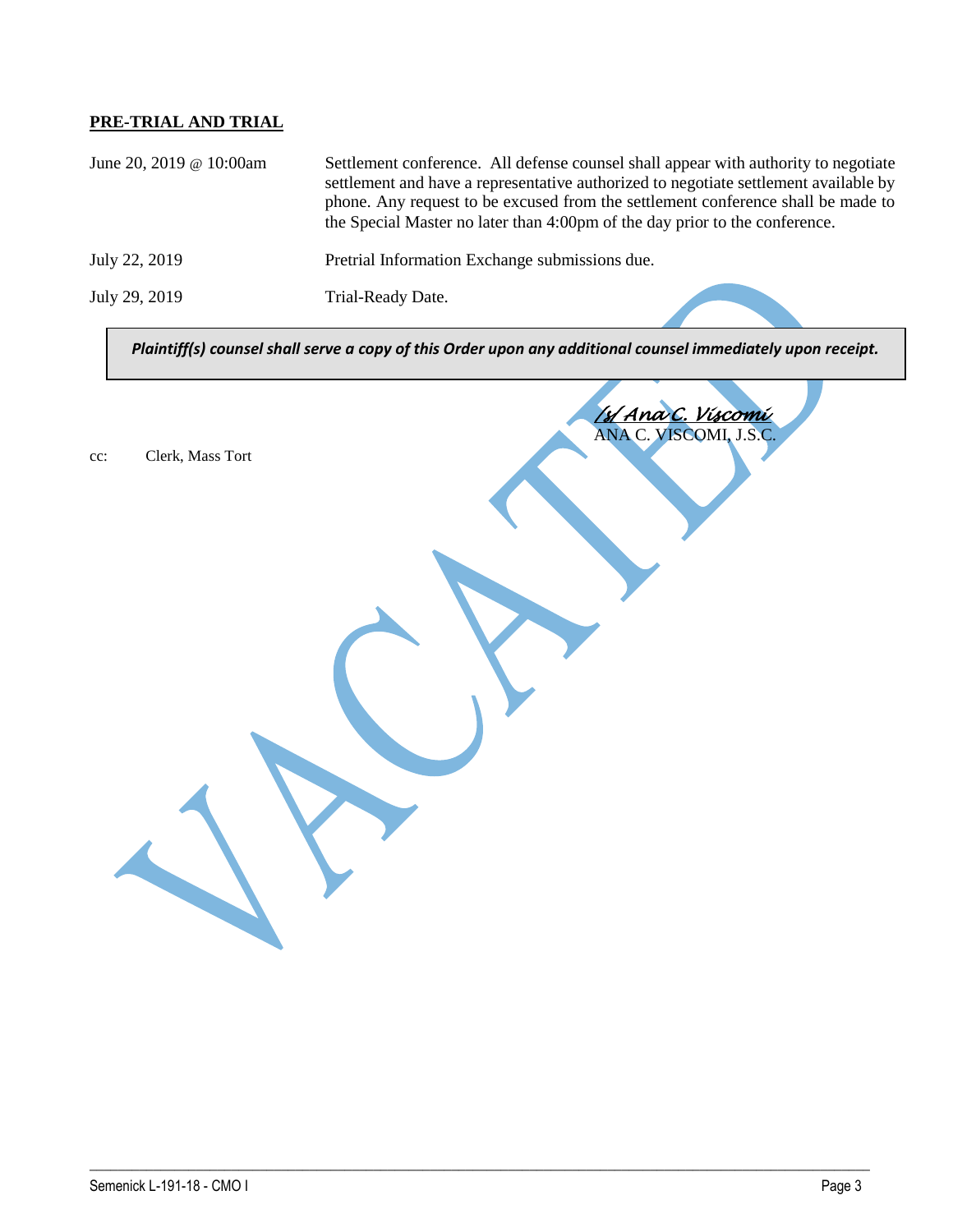**PRE-TRIAL AND TRIAL**

| | |
|---|---|
| June 20, 2019 @ 10:00am | Settlement conference. All defense counsel shall appear with authority to negotiate settlement and have a representative authorized to negotiate settlement available by phone. Any request to be excused from the settlement conference shall be made to the Special Master no later than 4:00pm of the day prior to the conference. |
| July 22, 2019 | Pretrial Information Exchange submissions due. |
| July 29, 2019 | Trial-Ready Date. |

***Plaintiff(s) counsel shall serve a copy of this Order upon any additional counsel immediately upon receipt.***

/s/ Ana C. Viscomi
ANA C. VISCOMI, J.S.C.

cc: Clerk, Mass Tort

VACATED

Semenick L-191-18 - CMO I